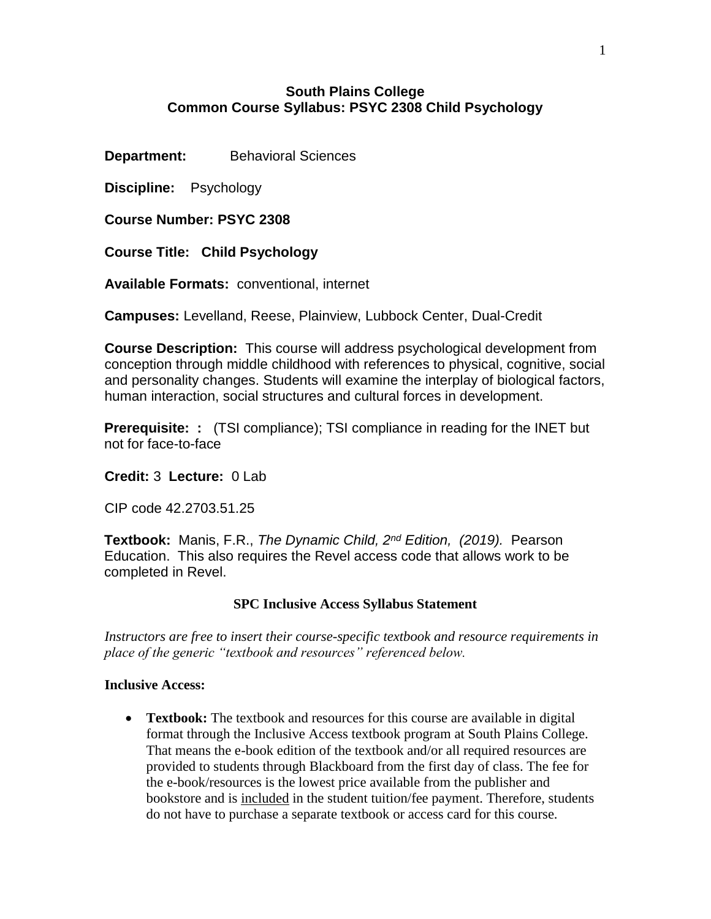# South Plains College
## Common Course Syllabus: PSYC 2308 Child Psychology

**Department:** Behavioral Sciences

**Discipline:** Psychology

**Course Number: PSYC 2308**

**Course Title: Child Psychology**

**Available Formats:** conventional, internet

**Campuses:** Levelland, Reese, Plainview, Lubbock Center, Dual-Credit

**Course Description:** This course will address psychological development from conception through middle childhood with references to physical, cognitive, social and personality changes. Students will examine the interplay of biological factors, human interaction, social structures and cultural forces in development.

**Prerequisite: :** (TSI compliance); TSI compliance in reading for the INET but not for face-to-face

**Credit:** 3 **Lecture:** 0 Lab

CIP code 42.2703.51.25

**Textbook:** Manis, F.R., *The Dynamic Child, 2nd Edition, (2019).* Pearson Education. This also requires the Revel access code that allows work to be completed in Revel.

### SPC Inclusive Access Syllabus Statement

*Instructors are free to insert their course-specific textbook and resource requirements in place of the generic "textbook and resources" referenced below.*

**Inclusive Access:**

- **Textbook:** The textbook and resources for this course are available in digital format through the Inclusive Access textbook program at South Plains College. That means the e-book edition of the textbook and/or all required resources are provided to students through Blackboard from the first day of class. The fee for the e-book/resources is the lowest price available from the publisher and bookstore and is included in the student tuition/fee payment. Therefore, students do not have to purchase a separate textbook or access card for this course.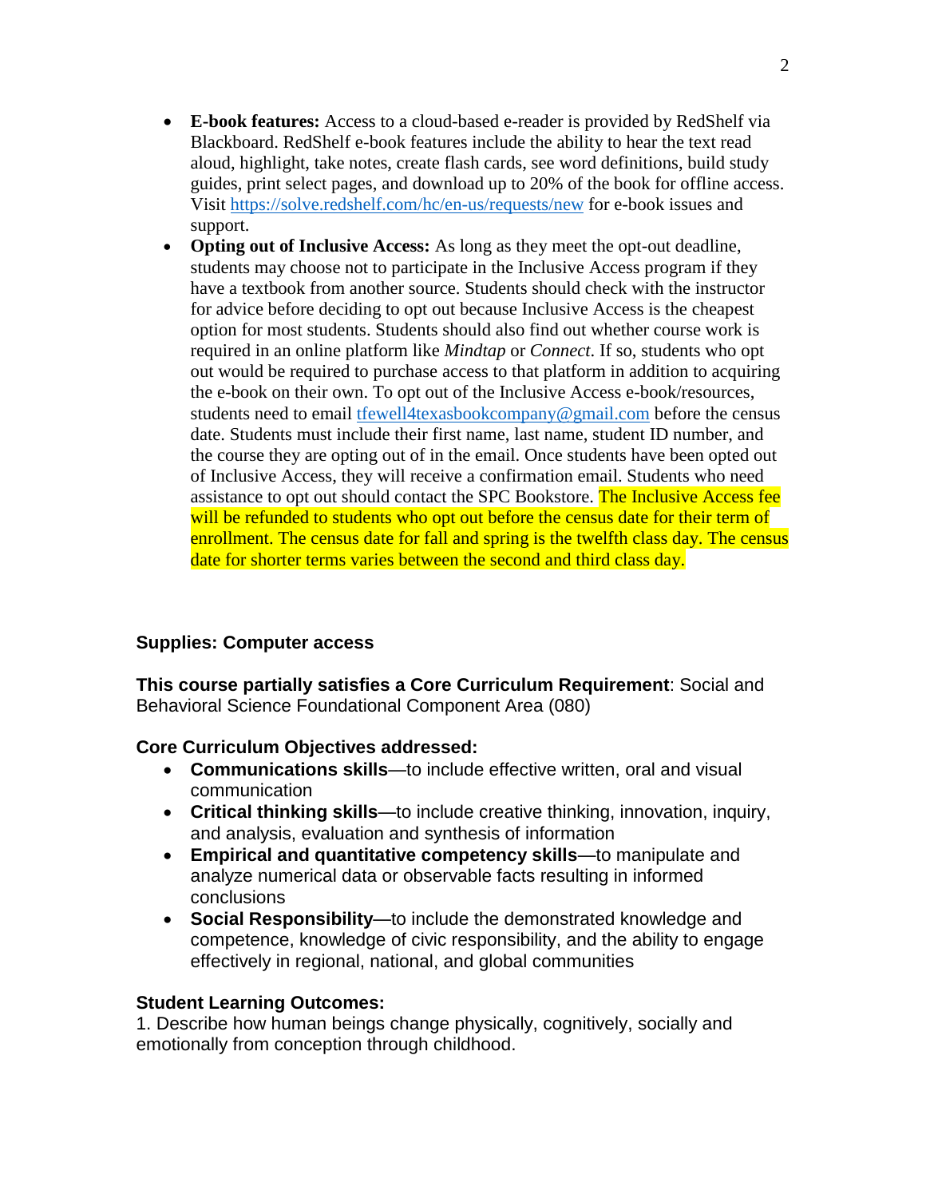- **E-book features:** Access to a cloud-based e-reader is provided by RedShelf via Blackboard. RedShelf e-book features include the ability to hear the text read aloud, highlight, take notes, create flash cards, see word definitions, build study guides, print select pages, and download up to 20% of the book for offline access. Visit https://solve.redshelf.com/hc/en-us/requests/new for e-book issues and support.
- **Opting out of Inclusive Access:** As long as they meet the opt-out deadline, students may choose not to participate in the Inclusive Access program if they have a textbook from another source. Students should check with the instructor for advice before deciding to opt out because Inclusive Access is the cheapest option for most students. Students should also find out whether course work is required in an online platform like *Mindtap* or *Connect*. If so, students who opt out would be required to purchase access to that platform in addition to acquiring the e-book on their own. To opt out of the Inclusive Access e-book/resources, students need to email tfewell4texasbookcompany@gmail.com before the census date. Students must include their first name, last name, student ID number, and the course they are opting out of in the email. Once students have been opted out of Inclusive Access, they will receive a confirmation email. Students who need assistance to opt out should contact the SPC Bookstore. The Inclusive Access fee will be refunded to students who opt out before the census date for their term of enrollment. The census date for fall and spring is the twelfth class day. The census date for shorter terms varies between the second and third class day.

**Supplies: Computer access**

**This course partially satisfies a Core Curriculum Requirement**: Social and Behavioral Science Foundational Component Area (080)

**Core Curriculum Objectives addressed:**

- **Communications skills**—to include effective written, oral and visual communication
- **Critical thinking skills**—to include creative thinking, innovation, inquiry, and analysis, evaluation and synthesis of information
- **Empirical and quantitative competency skills**—to manipulate and analyze numerical data or observable facts resulting in informed conclusions
- **Social Responsibility**—to include the demonstrated knowledge and competence, knowledge of civic responsibility, and the ability to engage effectively in regional, national, and global communities

**Student Learning Outcomes:**

1. Describe how human beings change physically, cognitively, socially and emotionally from conception through childhood.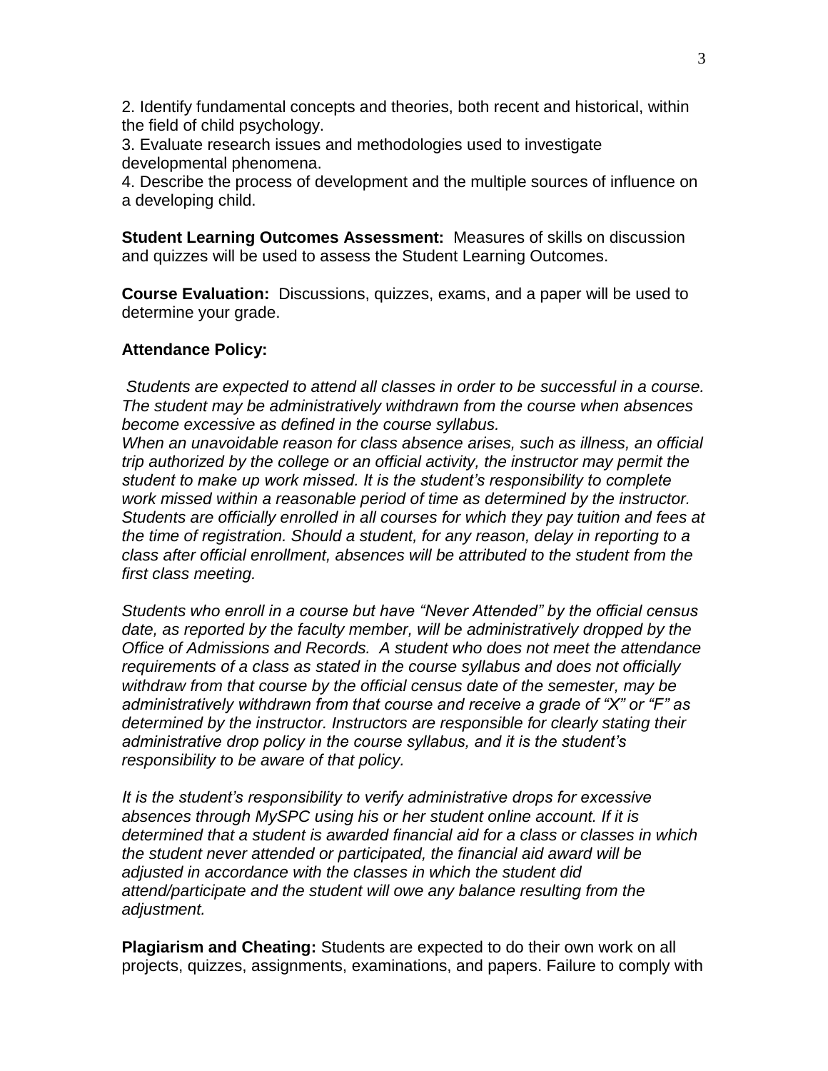2. Identify fundamental concepts and theories, both recent and historical, within the field of child psychology.
3. Evaluate research issues and methodologies used to investigate developmental phenomena.
4. Describe the process of development and the multiple sources of influence on a developing child.

**Student Learning Outcomes Assessment:** Measures of skills on discussion and quizzes will be used to assess the Student Learning Outcomes.

**Course Evaluation:** Discussions, quizzes, exams, and a paper will be used to determine your grade.

**Attendance Policy:**

*Students are expected to attend all classes in order to be successful in a course. The student may be administratively withdrawn from the course when absences become excessive as defined in the course syllabus.*
*When an unavoidable reason for class absence arises, such as illness, an official trip authorized by the college or an official activity, the instructor may permit the student to make up work missed. It is the student's responsibility to complete work missed within a reasonable period of time as determined by the instructor. Students are officially enrolled in all courses for which they pay tuition and fees at the time of registration. Should a student, for any reason, delay in reporting to a class after official enrollment, absences will be attributed to the student from the first class meeting.*

*Students who enroll in a course but have "Never Attended" by the official census date, as reported by the faculty member, will be administratively dropped by the Office of Admissions and Records. A student who does not meet the attendance requirements of a class as stated in the course syllabus and does not officially withdraw from that course by the official census date of the semester, may be administratively withdrawn from that course and receive a grade of "X" or "F" as determined by the instructor. Instructors are responsible for clearly stating their administrative drop policy in the course syllabus, and it is the student's responsibility to be aware of that policy.*

*It is the student's responsibility to verify administrative drops for excessive absences through MySPC using his or her student online account. If it is determined that a student is awarded financial aid for a class or classes in which the student never attended or participated, the financial aid award will be adjusted in accordance with the classes in which the student did attend/participate and the student will owe any balance resulting from the adjustment.*

**Plagiarism and Cheating:** Students are expected to do their own work on all projects, quizzes, assignments, examinations, and papers. Failure to comply with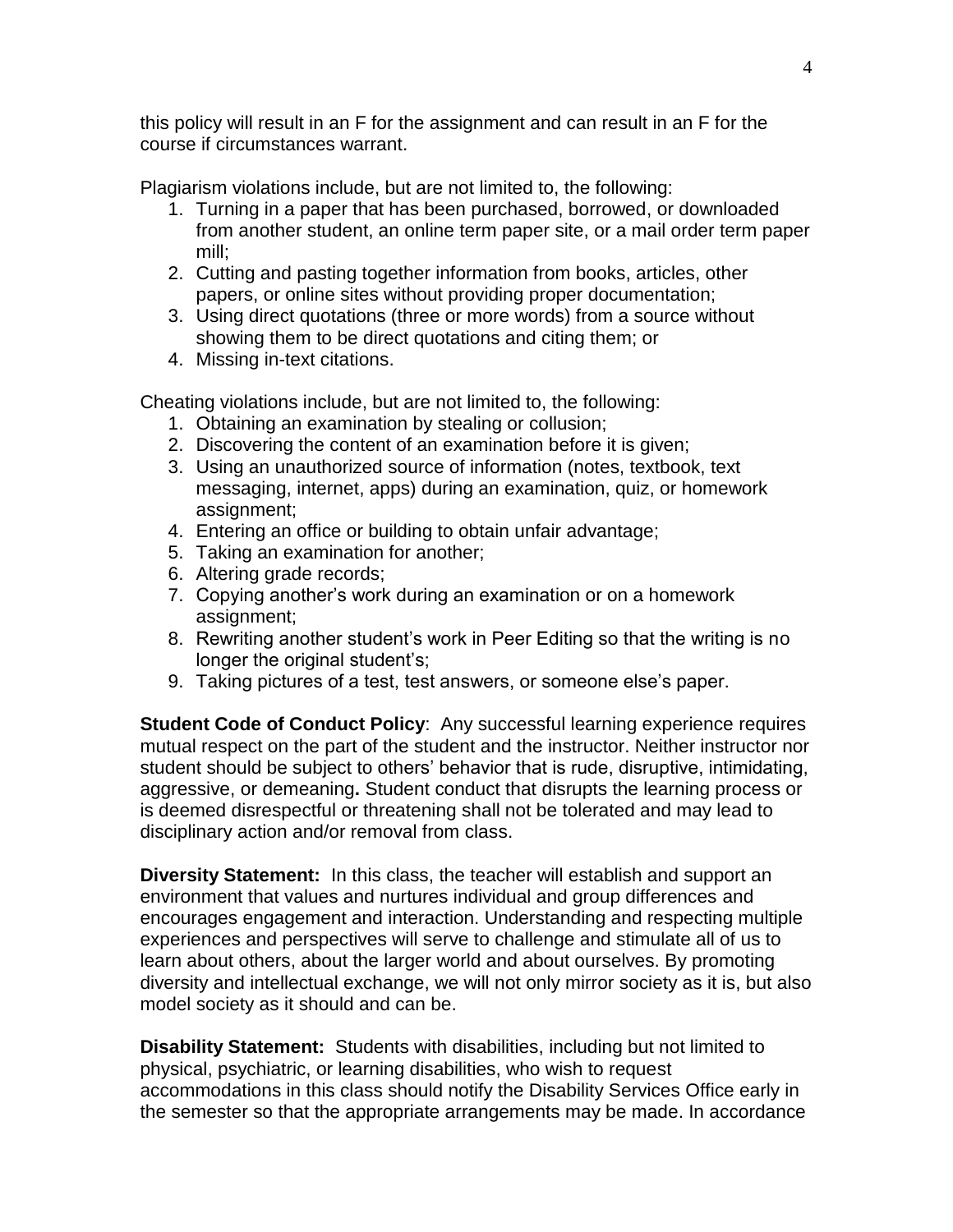this policy will result in an F for the assignment and can result in an F for the course if circumstances warrant.

Plagiarism violations include, but are not limited to, the following:

1. Turning in a paper that has been purchased, borrowed, or downloaded from another student, an online term paper site, or a mail order term paper mill;
2. Cutting and pasting together information from books, articles, other papers, or online sites without providing proper documentation;
3. Using direct quotations (three or more words) from a source without showing them to be direct quotations and citing them; or
4. Missing in-text citations.

Cheating violations include, but are not limited to, the following:

1. Obtaining an examination by stealing or collusion;
2. Discovering the content of an examination before it is given;
3. Using an unauthorized source of information (notes, textbook, text messaging, internet, apps) during an examination, quiz, or homework assignment;
4. Entering an office or building to obtain unfair advantage;
5. Taking an examination for another;
6. Altering grade records;
7. Copying another's work during an examination or on a homework assignment;
8. Rewriting another student's work in Peer Editing so that the writing is no longer the original student's;
9. Taking pictures of a test, test answers, or someone else's paper.

**Student Code of Conduct Policy**: Any successful learning experience requires mutual respect on the part of the student and the instructor. Neither instructor nor student should be subject to others' behavior that is rude, disruptive, intimidating, aggressive, or demeaning**.** Student conduct that disrupts the learning process or is deemed disrespectful or threatening shall not be tolerated and may lead to disciplinary action and/or removal from class.

**Diversity Statement:** In this class, the teacher will establish and support an environment that values and nurtures individual and group differences and encourages engagement and interaction. Understanding and respecting multiple experiences and perspectives will serve to challenge and stimulate all of us to learn about others, about the larger world and about ourselves. By promoting diversity and intellectual exchange, we will not only mirror society as it is, but also model society as it should and can be.

**Disability Statement:** Students with disabilities, including but not limited to physical, psychiatric, or learning disabilities, who wish to request accommodations in this class should notify the Disability Services Office early in the semester so that the appropriate arrangements may be made. In accordance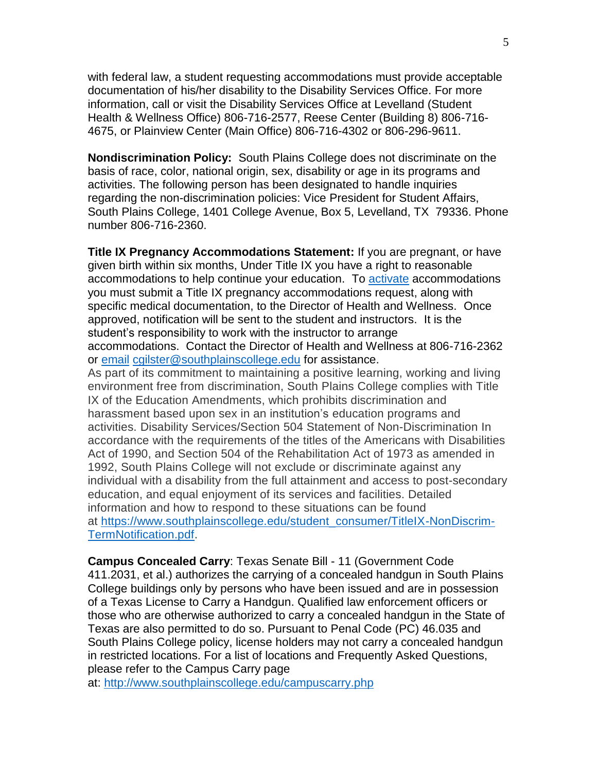with federal law, a student requesting accommodations must provide acceptable documentation of his/her disability to the Disability Services Office. For more information, call or visit the Disability Services Office at Levelland (Student Health & Wellness Office) 806-716-2577, Reese Center (Building 8) 806-716-4675, or Plainview Center (Main Office) 806-716-4302 or 806-296-9611.

**Nondiscrimination Policy:** South Plains College does not discriminate on the basis of race, color, national origin, sex, disability or age in its programs and activities. The following person has been designated to handle inquiries regarding the non-discrimination policies: Vice President for Student Affairs, South Plains College, 1401 College Avenue, Box 5, Levelland, TX 79336. Phone number 806-716-2360.

**Title IX Pregnancy Accommodations Statement:** If you are pregnant, or have given birth within six months, Under Title IX you have a right to reasonable accommodations to help continue your education. To activate accommodations you must submit a Title IX pregnancy accommodations request, along with specific medical documentation, to the Director of Health and Wellness. Once approved, notification will be sent to the student and instructors. It is the student's responsibility to work with the instructor to arrange accommodations. Contact the Director of Health and Wellness at 806-716-2362 or email cgilster@southplainscollege.edu for assistance.
As part of its commitment to maintaining a positive learning, working and living environment free from discrimination, South Plains College complies with Title IX of the Education Amendments, which prohibits discrimination and harassment based upon sex in an institution's education programs and activities. Disability Services/Section 504 Statement of Non-Discrimination In accordance with the requirements of the titles of the Americans with Disabilities Act of 1990, and Section 504 of the Rehabilitation Act of 1973 as amended in 1992, South Plains College will not exclude or discriminate against any individual with a disability from the full attainment and access to post-secondary education, and equal enjoyment of its services and facilities. Detailed information and how to respond to these situations can be found at https://www.southplainscollege.edu/student_consumer/TitleIX-NonDiscrim-TermNotification.pdf.

**Campus Concealed Carry**: Texas Senate Bill - 11 (Government Code 411.2031, et al.) authorizes the carrying of a concealed handgun in South Plains College buildings only by persons who have been issued and are in possession of a Texas License to Carry a Handgun. Qualified law enforcement officers or those who are otherwise authorized to carry a concealed handgun in the State of Texas are also permitted to do so. Pursuant to Penal Code (PC) 46.035 and South Plains College policy, license holders may not carry a concealed handgun in restricted locations. For a list of locations and Frequently Asked Questions, please refer to the Campus Carry page at: http://www.southplainscollege.edu/campuscarry.php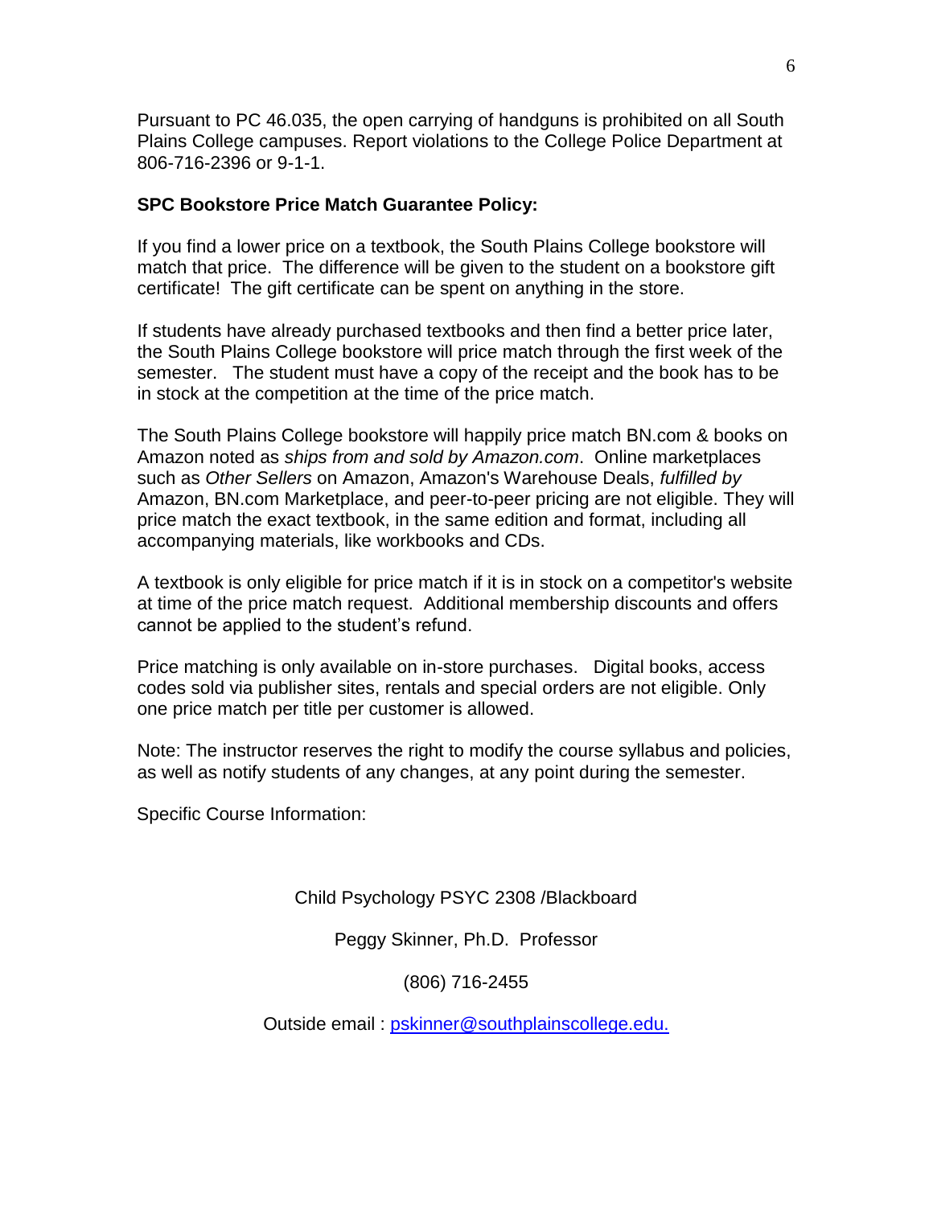Pursuant to PC 46.035, the open carrying of handguns is prohibited on all South Plains College campuses. Report violations to the College Police Department at 806-716-2396 or 9-1-1.

**SPC Bookstore Price Match Guarantee Policy:**

If you find a lower price on a textbook, the South Plains College bookstore will match that price. The difference will be given to the student on a bookstore gift certificate! The gift certificate can be spent on anything in the store.

If students have already purchased textbooks and then find a better price later, the South Plains College bookstore will price match through the first week of the semester. The student must have a copy of the receipt and the book has to be in stock at the competition at the time of the price match.

The South Plains College bookstore will happily price match BN.com & books on Amazon noted as *ships from and sold by Amazon.com*. Online marketplaces such as *Other Sellers* on Amazon, Amazon's Warehouse Deals, *fulfilled by* Amazon, BN.com Marketplace, and peer-to-peer pricing are not eligible. They will price match the exact textbook, in the same edition and format, including all accompanying materials, like workbooks and CDs.

A textbook is only eligible for price match if it is in stock on a competitor's website at time of the price match request. Additional membership discounts and offers cannot be applied to the student's refund.

Price matching is only available on in-store purchases. Digital books, access codes sold via publisher sites, rentals and special orders are not eligible. Only one price match per title per customer is allowed.

Note: The instructor reserves the right to modify the course syllabus and policies, as well as notify students of any changes, at any point during the semester.

Specific Course Information:

Child Psychology PSYC 2308 /Blackboard

Peggy Skinner, Ph.D. Professor

(806) 716-2455

Outside email : pskinner@southplainscollege.edu.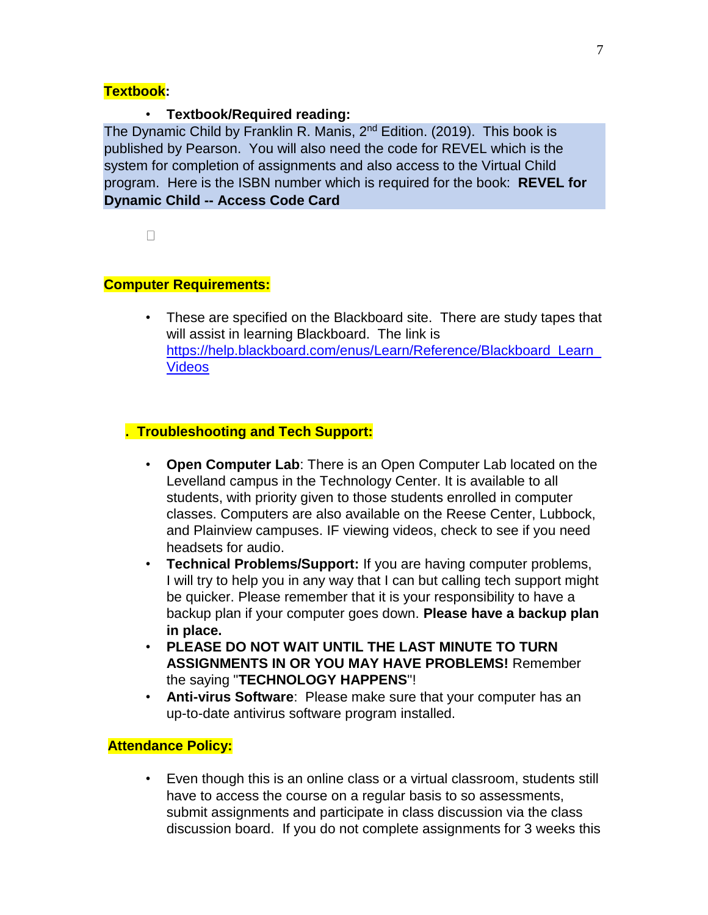**Textbook:**

- **Textbook/Required reading:**

The Dynamic Child by Franklin R. Manis, 2nd Edition. (2019). This book is published by Pearson. You will also need the code for REVEL which is the system for completion of assignments and also access to the Virtual Child program. Here is the ISBN number which is required for the book: **REVEL for Dynamic Child -- Access Code Card**

**Computer Requirements:**

- These are specified on the Blackboard site. There are study tapes that will assist in learning Blackboard. The link is https://help.blackboard.com/enus/Learn/Reference/Blackboard_Learn_Videos

**. Troubleshooting and Tech Support:**

- **Open Computer Lab**: There is an Open Computer Lab located on the Levelland campus in the Technology Center. It is available to all students, with priority given to those students enrolled in computer classes. Computers are also available on the Reese Center, Lubbock, and Plainview campuses. IF viewing videos, check to see if you need headsets for audio.
- **Technical Problems/Support:** If you are having computer problems, I will try to help you in any way that I can but calling tech support might be quicker. Please remember that it is your responsibility to have a backup plan if your computer goes down. **Please have a backup plan in place.**
- **PLEASE DO NOT WAIT UNTIL THE LAST MINUTE TO TURN ASSIGNMENTS IN OR YOU MAY HAVE PROBLEMS!** Remember the saying "**TECHNOLOGY HAPPENS**"!
- **Anti-virus Software**: Please make sure that your computer has an up-to-date antivirus software program installed.

**Attendance Policy:**

- Even though this is an online class or a virtual classroom, students still have to access the course on a regular basis to so assessments, submit assignments and participate in class discussion via the class discussion board. If you do not complete assignments for 3 weeks this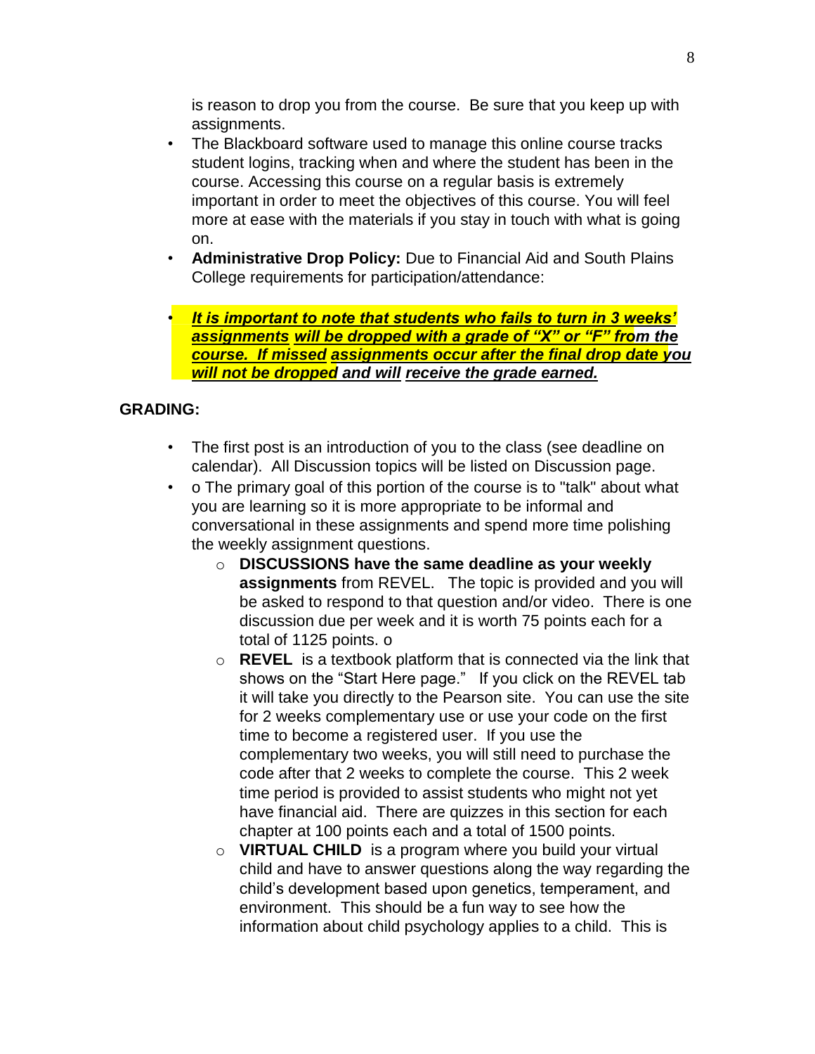is reason to drop you from the course. Be sure that you keep up with assignments.

- The Blackboard software used to manage this online course tracks student logins, tracking when and where the student has been in the course. Accessing this course on a regular basis is extremely important in order to meet the objectives of this course. You will feel more at ease with the materials if you stay in touch with what is going on.
- **Administrative Drop Policy:** Due to Financial Aid and South Plains College requirements for participation/attendance:
- ***It is important to note that students who fails to turn in 3 weeks' assignments will be dropped with a grade of "X" or "F" from the course. If missed assignments occur after the final drop date you will not be dropped and will receive the grade earned.***

**GRADING:**

- The first post is an introduction of you to the class (see deadline on calendar). All Discussion topics will be listed on Discussion page.
- o The primary goal of this portion of the course is to "talk" about what you are learning so it is more appropriate to be informal and conversational in these assignments and spend more time polishing the weekly assignment questions.
    - **DISCUSSIONS have the same deadline as your weekly assignments** from REVEL. The topic is provided and you will be asked to respond to that question and/or video. There is one discussion due per week and it is worth 75 points each for a total of 1125 points. o
    - **REVEL** is a textbook platform that is connected via the link that shows on the "Start Here page." If you click on the REVEL tab it will take you directly to the Pearson site. You can use the site for 2 weeks complementary use or use your code on the first time to become a registered user. If you use the complementary two weeks, you will still need to purchase the code after that 2 weeks to complete the course. This 2 week time period is provided to assist students who might not yet have financial aid. There are quizzes in this section for each chapter at 100 points each and a total of 1500 points.
    - **VIRTUAL CHILD** is a program where you build your virtual child and have to answer questions along the way regarding the child's development based upon genetics, temperament, and environment. This should be a fun way to see how the information about child psychology applies to a child. This is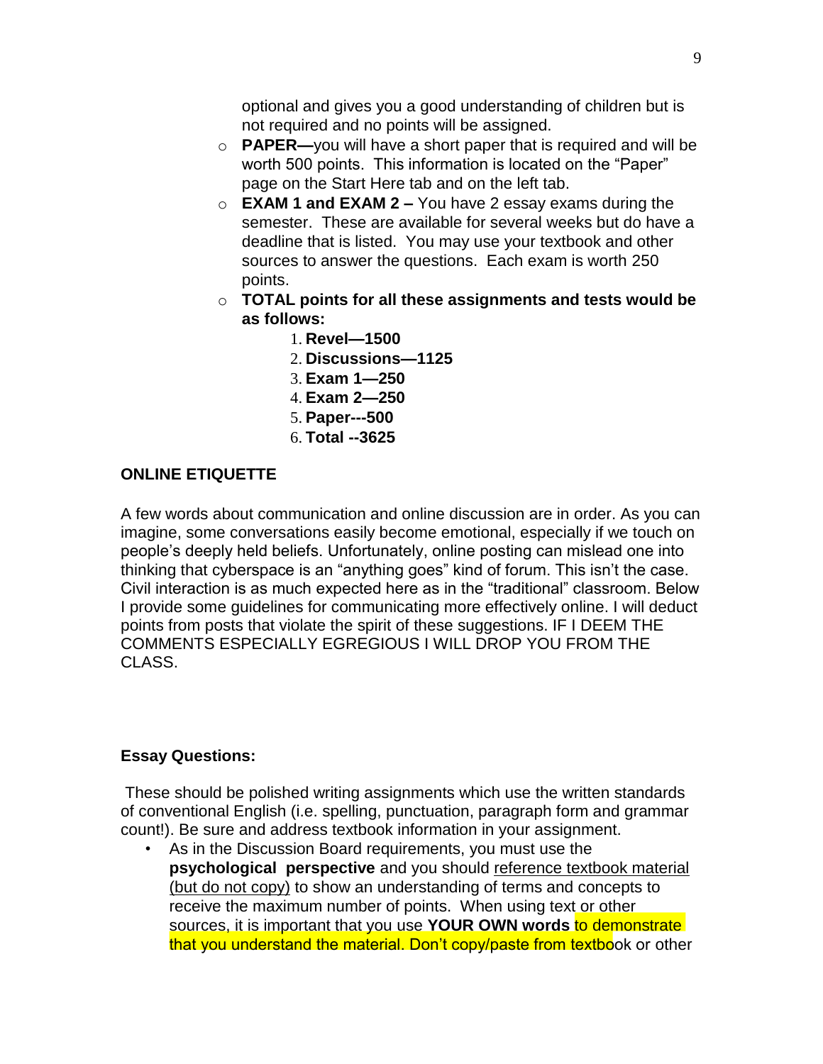optional and gives you a good understanding of children but is not required and no points will be assigned.

- **PAPER—**you will have a short paper that is required and will be worth 500 points. This information is located on the "Paper" page on the Start Here tab and on the left tab.
- **EXAM 1 and EXAM 2 –** You have 2 essay exams during the semester. These are available for several weeks but do have a deadline that is listed. You may use your textbook and other sources to answer the questions. Each exam is worth 250 points.
- **TOTAL points for all these assignments and tests would be as follows:**
  1. **Revel—1500**
  2. **Discussions—1125**
  3. **Exam 1—250**
  4. **Exam 2—250**
  5. **Paper---500**
  6. **Total --3625**

**ONLINE ETIQUETTE**

A few words about communication and online discussion are in order. As you can imagine, some conversations easily become emotional, especially if we touch on people's deeply held beliefs. Unfortunately, online posting can mislead one into thinking that cyberspace is an "anything goes" kind of forum. This isn't the case. Civil interaction is as much expected here as in the "traditional" classroom. Below I provide some guidelines for communicating more effectively online. I will deduct points from posts that violate the spirit of these suggestions. IF I DEEM THE COMMENTS ESPECIALLY EGREGIOUS I WILL DROP YOU FROM THE CLASS.

**Essay Questions:**

These should be polished writing assignments which use the written standards of conventional English (i.e. spelling, punctuation, paragraph form and grammar count!). Be sure and address textbook information in your assignment.

- As in the Discussion Board requirements, you must use the **psychological perspective** and you should reference textbook material (but do not copy) to show an understanding of terms and concepts to receive the maximum number of points. When using text or other sources, it is important that you use **YOUR OWN words** to demonstrate that you understand the material. Don't copy/paste from textbook or other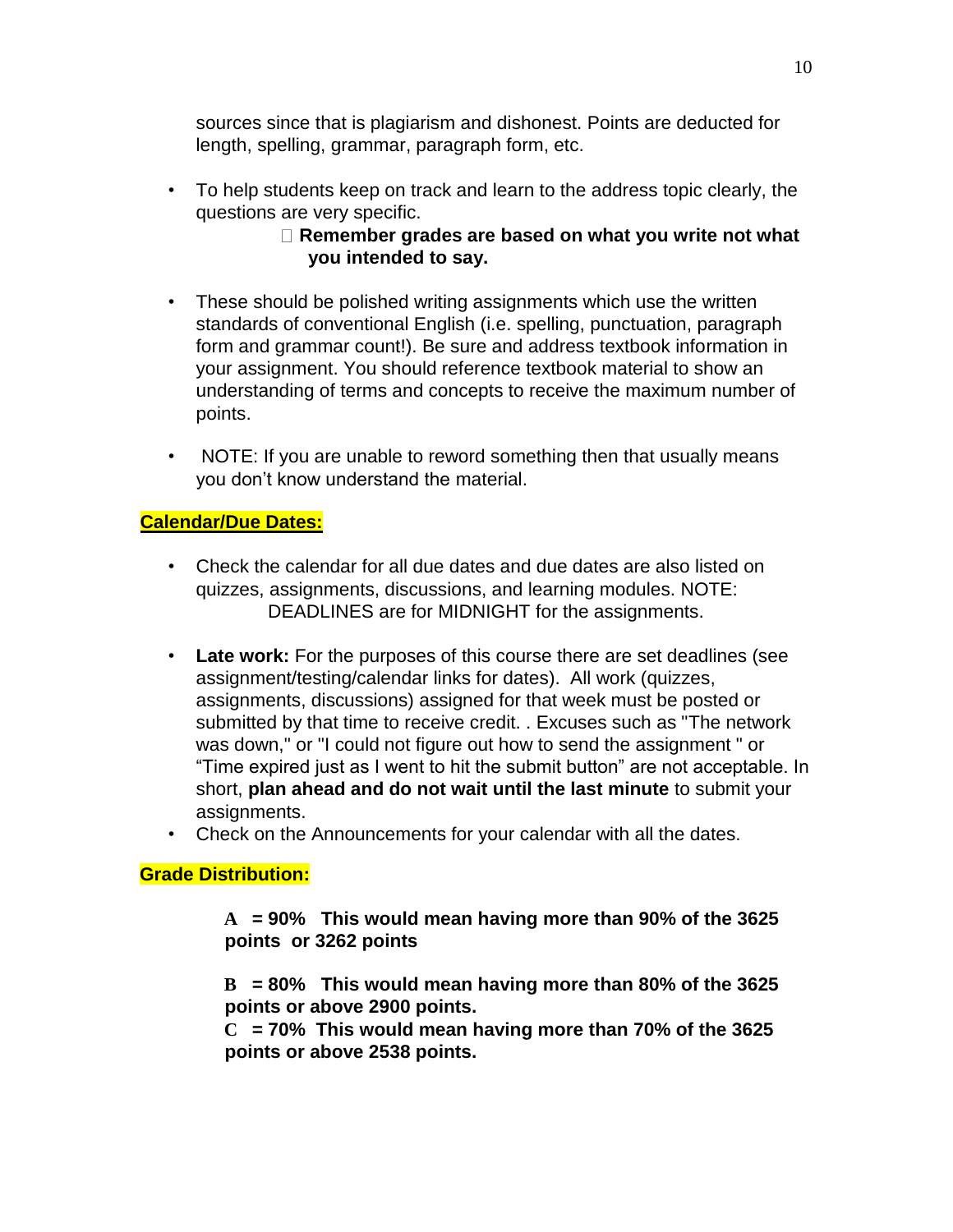sources since that is plagiarism and dishonest. Points are deducted for length, spelling, grammar, paragraph form, etc.

- To help students keep on track and learn to the address topic clearly, the questions are very specific.
  - **Remember grades are based on what you write not what you intended to say.**
- These should be polished writing assignments which use the written standards of conventional English (i.e. spelling, punctuation, paragraph form and grammar count!). Be sure and address textbook information in your assignment. You should reference textbook material to show an understanding of terms and concepts to receive the maximum number of points.
- NOTE: If you are unable to reword something then that usually means you don't know understand the material.

## Calendar/Due Dates:

- Check the calendar for all due dates and due dates are also listed on quizzes, assignments, discussions, and learning modules. NOTE: DEADLINES are for MIDNIGHT for the assignments.
- **Late work:** For the purposes of this course there are set deadlines (see assignment/testing/calendar links for dates). All work (quizzes, assignments, discussions) assigned for that week must be posted or submitted by that time to receive credit. . Excuses such as "The network was down," or "I could not figure out how to send the assignment " or "Time expired just as I went to hit the submit button" are not acceptable. In short, **plan ahead and do not wait until the last minute** to submit your assignments.
- Check on the Announcements for your calendar with all the dates.

## Grade Distribution:

**A = 90% This would mean having more than 90% of the 3625 points or 3262 points**

**B = 80% This would mean having more than 80% of the 3625 points or above 2900 points.**

**C = 70% This would mean having more than 70% of the 3625 points or above 2538 points.**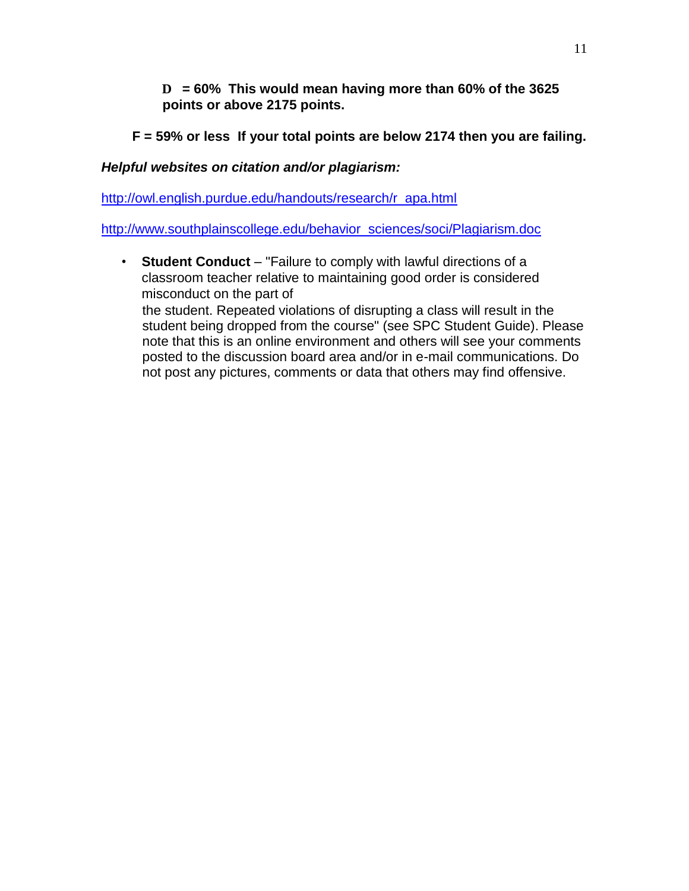**D = 60% This would mean having more than 60% of the 3625 points or above 2175 points.**

**F = 59% or less If your total points are below 2174 then you are failing.**

***Helpful websites on citation and/or plagiarism:***

http://owl.english.purdue.edu/handouts/research/r_apa.html

http://www.southplainscollege.edu/behavior_sciences/soci/Plagiarism.doc

- **Student Conduct** – "Failure to comply with lawful directions of a classroom teacher relative to maintaining good order is considered misconduct on the part of the student. Repeated violations of disrupting a class will result in the student being dropped from the course" (see SPC Student Guide). Please note that this is an online environment and others will see your comments posted to the discussion board area and/or in e-mail communications. Do not post any pictures, comments or data that others may find offensive.